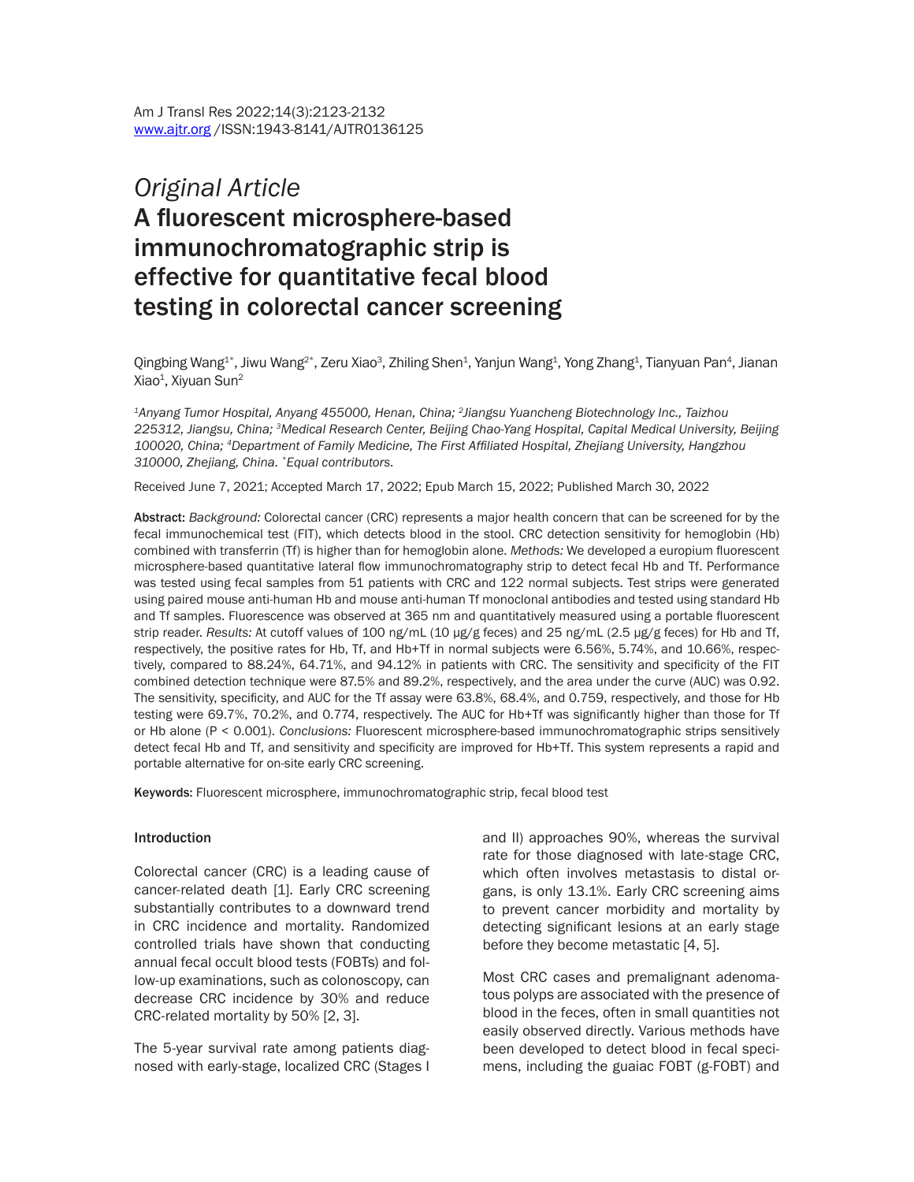*Original Article*

# A fluorescent microsphere-based immunochromatographic strip is effective for quantitative fecal blood testing in colorectal cancer screening

Qingbing Wang[1*], Jiwu Wang[2*], Zeru Xiao[3], Zhiling Shen[1], Yanjun Wang[1], Yong Zhang[1], Tianyuan Pan[4], Jianan Xiao[1], Xiyuan Sun[2]

*[1]Anyang Tumor Hospital, Anyang 455000, Henan, China; [2]Jiangsu Yuancheng Biotechnology Inc., Taizhou 225312, Jiangsu, China; [3]Medical Research Center, Beijing Chao-Yang Hospital, Capital Medical University, Beijing 100020, China; [4]Department of Family Medicine, The First Affiliated Hospital, Zhejiang University, Hangzhou 310000, Zhejiang, China. [*]Equal contributors.*

Received June 7, 2021; Accepted March 17, 2022; Epub March 15, 2022; Published March 30, 2022

**Abstract:** *Background:* Colorectal cancer (CRC) represents a major health concern that can be screened for by the fecal immunochemical test (FIT), which detects blood in the stool. CRC detection sensitivity for hemoglobin (Hb) combined with transferrin (Tf) is higher than for hemoglobin alone. *Methods:* We developed a europium fluorescent microsphere-based quantitative lateral flow immunochromatography strip to detect fecal Hb and Tf. Performance was tested using fecal samples from 51 patients with CRC and 122 normal subjects. Test strips were generated using paired mouse anti-human Hb and mouse anti-human Tf monoclonal antibodies and tested using standard Hb and Tf samples. Fluorescence was observed at 365 nm and quantitatively measured using a portable fluorescent strip reader. *Results:* At cutoff values of 100 ng/mL (10 μg/g feces) and 25 ng/mL (2.5 μg/g feces) for Hb and Tf, respectively, the positive rates for Hb, Tf, and Hb+Tf in normal subjects were 6.56%, 5.74%, and 10.66%, respectively, compared to 88.24%, 64.71%, and 94.12% in patients with CRC. The sensitivity and specificity of the FIT combined detection technique were 87.5% and 89.2%, respectively, and the area under the curve (AUC) was 0.92. The sensitivity, specificity, and AUC for the Tf assay were 63.8%, 68.4%, and 0.759, respectively, and those for Hb testing were 69.7%, 70.2%, and 0.774, respectively. The AUC for Hb+Tf was significantly higher than those for Tf or Hb alone ($P < 0.001$). *Conclusions:* Fluorescent microsphere-based immunochromatographic strips sensitively detect fecal Hb and Tf, and sensitivity and specificity are improved for Hb+Tf. This system represents a rapid and portable alternative for on-site early CRC screening.

**Keywords:** Fluorescent microsphere, immunochromatographic strip, fecal blood test

## Introduction

Colorectal cancer (CRC) is a leading cause of cancer-related death [1]. Early CRC screening substantially contributes to a downward trend in CRC incidence and mortality. Randomized controlled trials have shown that conducting annual fecal occult blood tests (FOBTs) and follow-up examinations, such as colonoscopy, can decrease CRC incidence by 30% and reduce CRC-related mortality by 50% [2, 3].

The 5-year survival rate among patients diagnosed with early-stage, localized CRC (Stages I and II) approaches 90%, whereas the survival rate for those diagnosed with late-stage CRC, which often involves metastasis to distal organs, is only 13.1%. Early CRC screening aims to prevent cancer morbidity and mortality by detecting significant lesions at an early stage before they become metastatic [4, 5].

Most CRC cases and premalignant adenomatous polyps are associated with the presence of blood in the feces, often in small quantities not easily observed directly. Various methods have been developed to detect blood in fecal specimens, including the guaiac FOBT (g-FOBT) and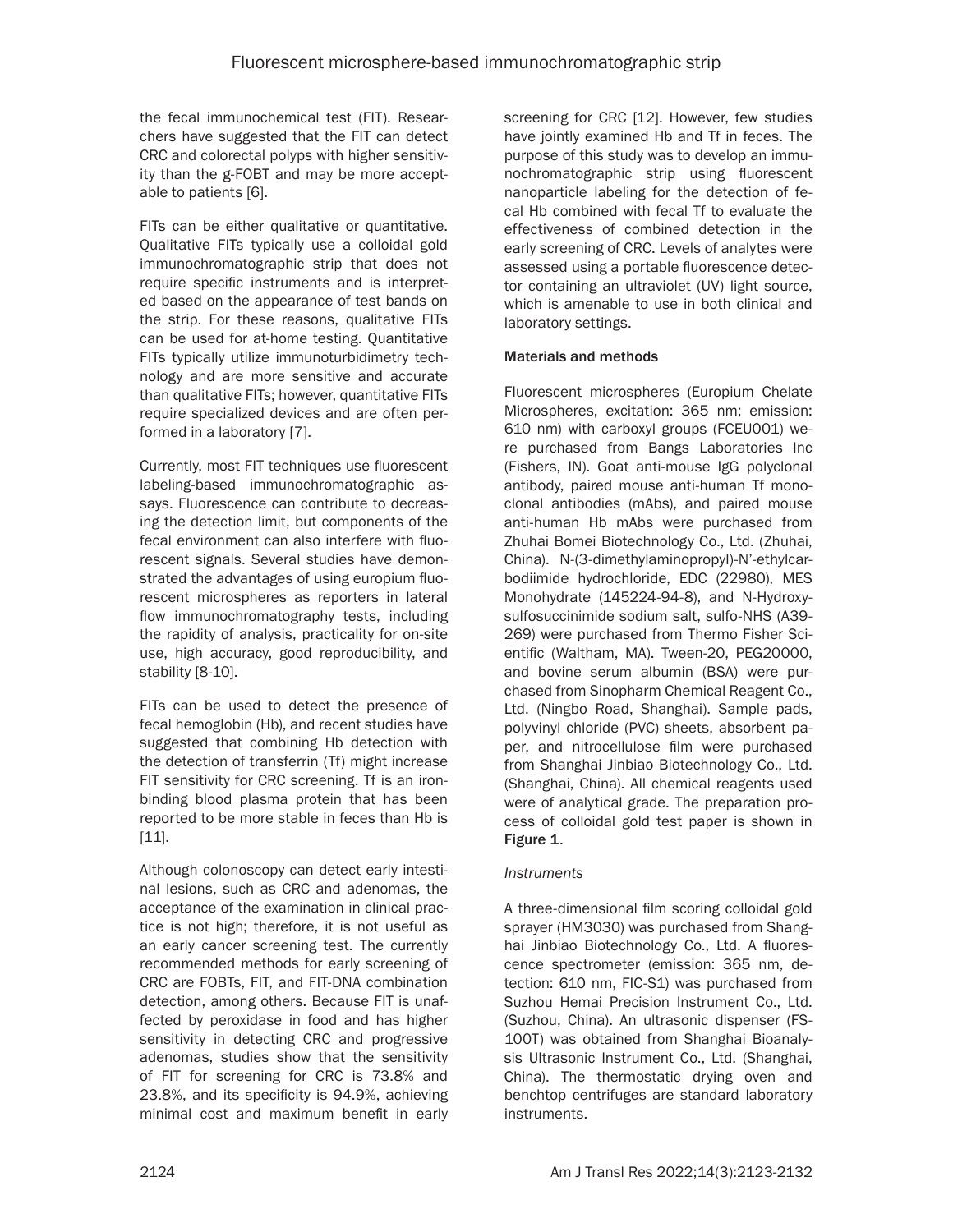the fecal immunochemical test (FIT). Researchers have suggested that the FIT can detect CRC and colorectal polyps with higher sensitivity than the g-FOBT and may be more acceptable to patients [6].

FITs can be either qualitative or quantitative. Qualitative FITs typically use a colloidal gold immunochromatographic strip that does not require specific instruments and is interpreted based on the appearance of test bands on the strip. For these reasons, qualitative FITs can be used for at-home testing. Quantitative FITs typically utilize immunoturbidimetry technology and are more sensitive and accurate than qualitative FITs; however, quantitative FITs require specialized devices and are often performed in a laboratory [7].

Currently, most FIT techniques use fluorescent labeling-based immunochromatographic assays. Fluorescence can contribute to decreasing the detection limit, but components of the fecal environment can also interfere with fluorescent signals. Several studies have demonstrated the advantages of using europium fluorescent microspheres as reporters in lateral flow immunochromatography tests, including the rapidity of analysis, practicality for on-site use, high accuracy, good reproducibility, and stability [8-10].

FITs can be used to detect the presence of fecal hemoglobin (Hb), and recent studies have suggested that combining Hb detection with the detection of transferrin (Tf) might increase FIT sensitivity for CRC screening. Tf is an iron-binding blood plasma protein that has been reported to be more stable in feces than Hb is [11].

Although colonoscopy can detect early intestinal lesions, such as CRC and adenomas, the acceptance of the examination in clinical practice is not high; therefore, it is not useful as an early cancer screening test. The currently recommended methods for early screening of CRC are FOBTs, FIT, and FIT-DNA combination detection, among others. Because FIT is unaffected by peroxidase in food and has higher sensitivity in detecting CRC and progressive adenomas, studies show that the sensitivity of FIT for screening for CRC is 73.8% and 23.8%, and its specificity is 94.9%, achieving minimal cost and maximum benefit in early screening for CRC [12]. However, few studies have jointly examined Hb and Tf in feces. The purpose of this study was to develop an immunochromatographic strip using fluorescent nanoparticle labeling for the detection of fecal Hb combined with fecal Tf to evaluate the effectiveness of combined detection in the early screening of CRC. Levels of analytes were assessed using a portable fluorescence detector containing an ultraviolet (UV) light source, which is amenable to use in both clinical and laboratory settings.

## Materials and methods

Fluorescent microspheres (Europium Chelate Microspheres, excitation: 365 nm; emission: 610 nm) with carboxyl groups (FCEU001) were purchased from Bangs Laboratories Inc (Fishers, IN). Goat anti-mouse IgG polyclonal antibody, paired mouse anti-human Tf monoclonal antibodies (mAbs), and paired mouse anti-human Hb mAbs were purchased from Zhuhai Bomei Biotechnology Co., Ltd. (Zhuhai, China). N-(3-dimethylaminopropyl)-N'-ethylcarbodiimide hydrochloride, EDC (22980), MES Monohydrate (145224-94-8), and N-Hydroxysulfosuccinimide sodium salt, sulfo-NHS (A39-269) were purchased from Thermo Fisher Scientific (Waltham, MA). Tween-20, PEG20000, and bovine serum albumin (BSA) were purchased from Sinopharm Chemical Reagent Co., Ltd. (Ningbo Road, Shanghai). Sample pads, polyvinyl chloride (PVC) sheets, absorbent paper, and nitrocellulose film were purchased from Shanghai Jinbiao Biotechnology Co., Ltd. (Shanghai, China). All chemical reagents used were of analytical grade. The preparation process of colloidal gold test paper is shown in **Figure 1**.

### *Instruments*

A three-dimensional film scoring colloidal gold sprayer (HM3030) was purchased from Shanghai Jinbiao Biotechnology Co., Ltd. A fluorescence spectrometer (emission: 365 nm, detection: 610 nm, FIC-S1) was purchased from Suzhou Hemai Precision Instrument Co., Ltd. (Suzhou, China). An ultrasonic dispenser (FS-100T) was obtained from Shanghai Bioanalysis Ultrasonic Instrument Co., Ltd. (Shanghai, China). The thermostatic drying oven and benchtop centrifuges are standard laboratory instruments.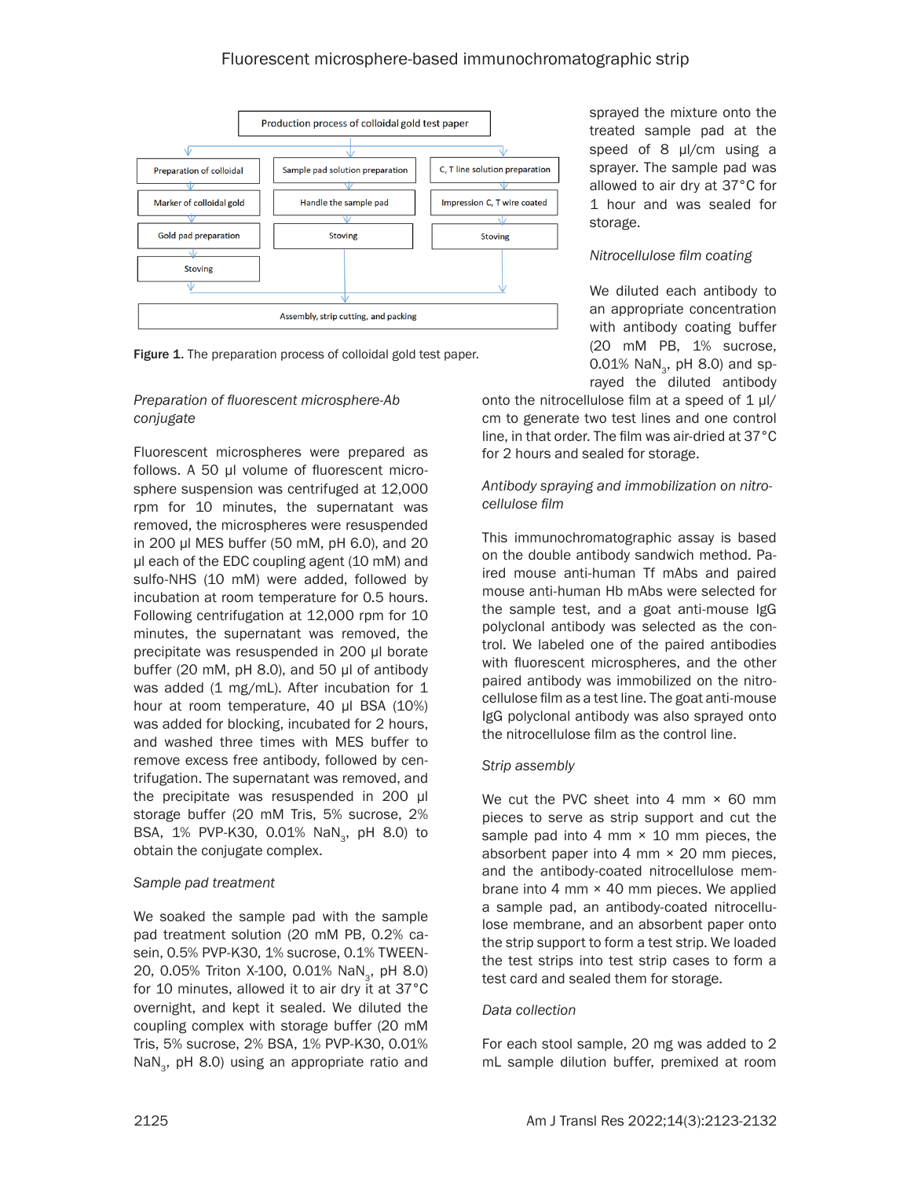**Production process of colloidal gold test paper**

- Preparation of colloidal → Marker of colloidal gold → Gold pad preparation → Stoving
- Sample pad solution preparation → Handle the sample pad → Stoving
- C, T line solution preparation → Impression C, T wire coated → Stoving
- → Assembly, strip cutting, and packing

**Figure 1.** The preparation process of colloidal gold test paper.

*Preparation of fluorescent microsphere-Ab conjugate*

Fluorescent microspheres were prepared as follows. A 50 μl volume of fluorescent microsphere suspension was centrifuged at 12,000 rpm for 10 minutes, the supernatant was removed, the microspheres were resuspended in 200 μl MES buffer (50 mM, pH 6.0), and 20 μl each of the EDC coupling agent (10 mM) and sulfo-NHS (10 mM) were added, followed by incubation at room temperature for 0.5 hours. Following centrifugation at 12,000 rpm for 10 minutes, the supernatant was removed, the precipitate was resuspended in 200 μl borate buffer (20 mM, pH 8.0), and 50 μl of antibody was added (1 mg/mL). After incubation for 1 hour at room temperature, 40 μl BSA (10%) was added for blocking, incubated for 2 hours, and washed three times with MES buffer to remove excess free antibody, followed by centrifugation. The supernatant was removed, and the precipitate was resuspended in 200 μl storage buffer (20 mM Tris, 5% sucrose, 2% BSA, 1% PVP-K30, 0.01% $NaN_3$, pH 8.0) to obtain the conjugate complex.

*Sample pad treatment*

We soaked the sample pad with the sample pad treatment solution (20 mM PB, 0.2% casein, 0.5% PVP-K30, 1% sucrose, 0.1% TWEEN-20, 0.05% Triton X-100, 0.01% $NaN_3$, pH 8.0) for 10 minutes, allowed it to air dry it at 37°C overnight, and kept it sealed. We diluted the coupling complex with storage buffer (20 mM Tris, 5% sucrose, 2% BSA, 1% PVP-K30, 0.01% $NaN_3$, pH 8.0) using an appropriate ratio and sprayed the mixture onto the treated sample pad at the speed of 8 μl/cm using a sprayer. The sample pad was allowed to air dry at 37°C for 1 hour and was sealed for storage.

*Nitrocellulose film coating*

We diluted each antibody to an appropriate concentration with antibody coating buffer (20 mM PB, 1% sucrose, 0.01% $NaN_3$, pH 8.0) and sprayed the diluted antibody onto the nitrocellulose film at a speed of 1 μl/cm to generate two test lines and one control line, in that order. The film was air-dried at 37°C for 2 hours and sealed for storage.

*Antibody spraying and immobilization on nitrocellulose film*

This immunochromatographic assay is based on the double antibody sandwich method. Paired mouse anti-human Tf mAbs and paired mouse anti-human Hb mAbs were selected for the sample test, and a goat anti-mouse IgG polyclonal antibody was selected as the control. We labeled one of the paired antibodies with fluorescent microspheres, and the other paired antibody was immobilized on the nitrocellulose film as a test line. The goat anti-mouse IgG polyclonal antibody was also sprayed onto the nitrocellulose film as the control line.

*Strip assembly*

We cut the PVC sheet into 4 mm × 60 mm pieces to serve as strip support and cut the sample pad into 4 mm × 10 mm pieces, the absorbent paper into 4 mm × 20 mm pieces, and the antibody-coated nitrocellulose membrane into 4 mm × 40 mm pieces. We applied a sample pad, an antibody-coated nitrocellulose membrane, and an absorbent paper onto the strip support to form a test strip. We loaded the test strips into test strip cases to form a test card and sealed them for storage.

*Data collection*

For each stool sample, 20 mg was added to 2 mL sample dilution buffer, premixed at room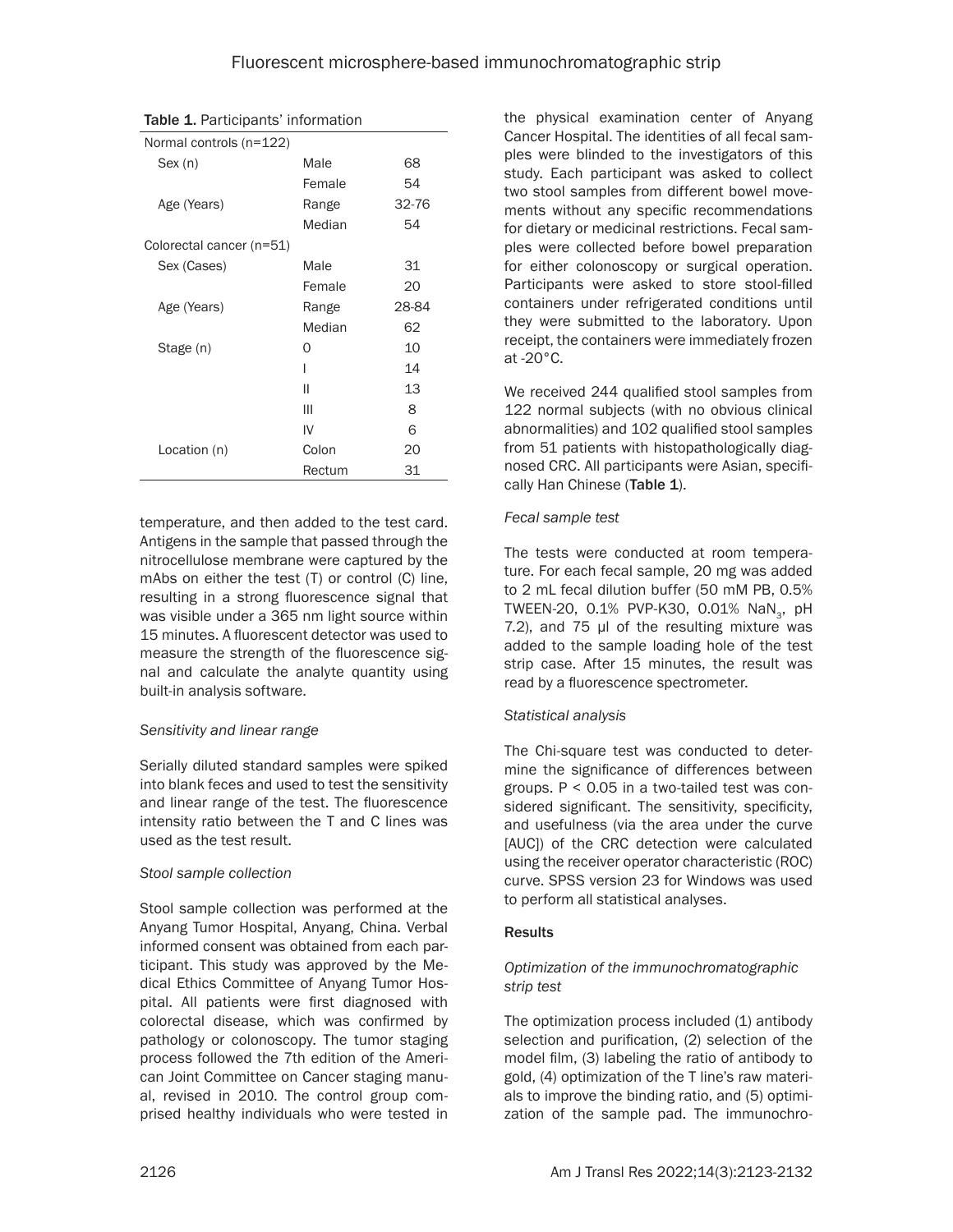Table 1. Participants' information

| Normal controls (n=122) | | |
|---|---|---|
| Sex (n) | Male | 68 |
| | Female | 54 |
| Age (Years) | Range | 32-76 |
| | Median | 54 |
| Colorectal cancer (n=51) | | |
| Sex (Cases) | Male | 31 |
| | Female | 20 |
| Age (Years) | Range | 28-84 |
| | Median | 62 |
| Stage (n) | 0 | 10 |
| | I | 14 |
| | II | 13 |
| | III | 8 |
| | IV | 6 |
| Location (n) | Colon | 20 |
| | Rectum | 31 |

temperature, and then added to the test card. Antigens in the sample that passed through the nitrocellulose membrane were captured by the mAbs on either the test (T) or control (C) line, resulting in a strong fluorescence signal that was visible under a 365 nm light source within 15 minutes. A fluorescent detector was used to measure the strength of the fluorescence signal and calculate the analyte quantity using built-in analysis software.

*Sensitivity and linear range*

Serially diluted standard samples were spiked into blank feces and used to test the sensitivity and linear range of the test. The fluorescence intensity ratio between the T and C lines was used as the test result.

*Stool sample collection*

Stool sample collection was performed at the Anyang Tumor Hospital, Anyang, China. Verbal informed consent was obtained from each participant. This study was approved by the Medical Ethics Committee of Anyang Tumor Hospital. All patients were first diagnosed with colorectal disease, which was confirmed by pathology or colonoscopy. The tumor staging process followed the 7th edition of the American Joint Committee on Cancer staging manual, revised in 2010. The control group comprised healthy individuals who were tested in the physical examination center of Anyang Cancer Hospital. The identities of all fecal samples were blinded to the investigators of this study. Each participant was asked to collect two stool samples from different bowel movements without any specific recommendations for dietary or medicinal restrictions. Fecal samples were collected before bowel preparation for either colonoscopy or surgical operation. Participants were asked to store stool-filled containers under refrigerated conditions until they were submitted to the laboratory. Upon receipt, the containers were immediately frozen at -20°C.

We received 244 qualified stool samples from 122 normal subjects (with no obvious clinical abnormalities) and 102 qualified stool samples from 51 patients with histopathologically diagnosed CRC. All participants were Asian, specifically Han Chinese (**Table 1**).

*Fecal sample test*

The tests were conducted at room temperature. For each fecal sample, 20 mg was added to 2 mL fecal dilution buffer (50 mM PB, 0.5% TWEEN-20, 0.1% PVP-K30, 0.01% $NaN_3$, pH 7.2), and 75 μl of the resulting mixture was added to the sample loading hole of the test strip case. After 15 minutes, the result was read by a fluorescence spectrometer.

*Statistical analysis*

The Chi-square test was conducted to determine the significance of differences between groups. $P < 0.05$ in a two-tailed test was considered significant. The sensitivity, specificity, and usefulness (via the area under the curve [AUC]) of the CRC detection were calculated using the receiver operator characteristic (ROC) curve. SPSS version 23 for Windows was used to perform all statistical analyses.

## Results

*Optimization of the immunochromatographic strip test*

The optimization process included (1) antibody selection and purification, (2) selection of the model film, (3) labeling the ratio of antibody to gold, (4) optimization of the T line's raw materials to improve the binding ratio, and (5) optimization of the sample pad. The immunochro-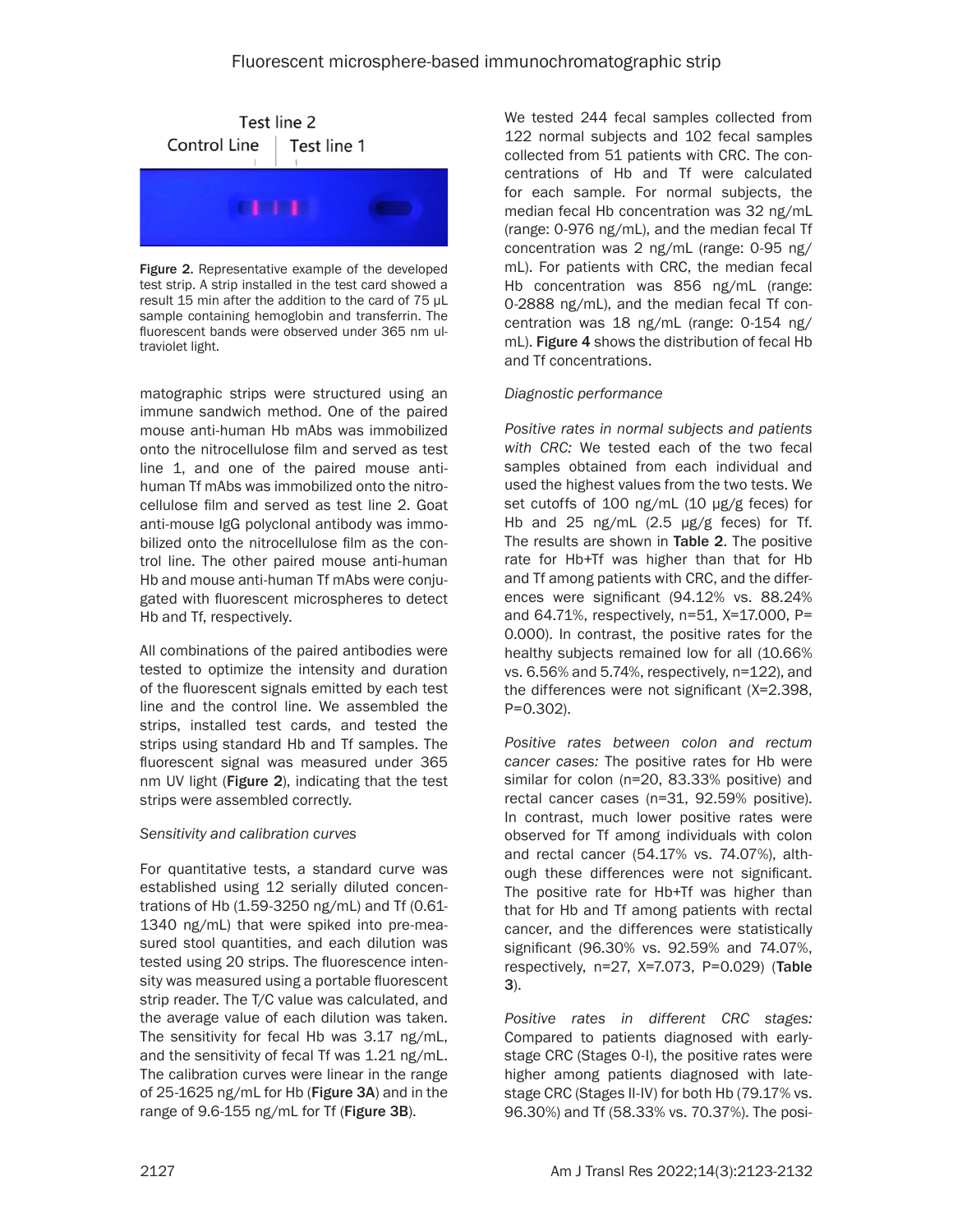Figure 2. Representative example of the developed test strip. A strip installed in the test card showed a result 15 min after the addition to the card of 75 μL sample containing hemoglobin and transferrin. The fluorescent bands were observed under 365 nm ultraviolet light.

matographic strips were structured using an immune sandwich method. One of the paired mouse anti-human Hb mAbs was immobilized onto the nitrocellulose film and served as test line 1, and one of the paired mouse anti-human Tf mAbs was immobilized onto the nitrocellulose film and served as test line 2. Goat anti-mouse IgG polyclonal antibody was immobilized onto the nitrocellulose film as the control line. The other paired mouse anti-human Hb and mouse anti-human Tf mAbs were conjugated with fluorescent microspheres to detect Hb and Tf, respectively.

All combinations of the paired antibodies were tested to optimize the intensity and duration of the fluorescent signals emitted by each test line and the control line. We assembled the strips, installed test cards, and tested the strips using standard Hb and Tf samples. The fluorescent signal was measured under 365 nm UV light (**Figure 2**), indicating that the test strips were assembled correctly.

*Sensitivity and calibration curves*

For quantitative tests, a standard curve was established using 12 serially diluted concentrations of Hb (1.59-3250 ng/mL) and Tf (0.61-1340 ng/mL) that were spiked into pre-measured stool quantities, and each dilution was tested using 20 strips. The fluorescence intensity was measured using a portable fluorescent strip reader. The T/C value was calculated, and the average value of each dilution was taken. The sensitivity for fecal Hb was 3.17 ng/mL, and the sensitivity of fecal Tf was 1.21 ng/mL. The calibration curves were linear in the range of 25-1625 ng/mL for Hb (**Figure 3A**) and in the range of 9.6-155 ng/mL for Tf (**Figure 3B**).

We tested 244 fecal samples collected from 122 normal subjects and 102 fecal samples collected from 51 patients with CRC. The concentrations of Hb and Tf were calculated for each sample. For normal subjects, the median fecal Hb concentration was 32 ng/mL (range: 0-976 ng/mL), and the median fecal Tf concentration was 2 ng/mL (range: 0-95 ng/mL). For patients with CRC, the median fecal Hb concentration was 856 ng/mL (range: 0-2888 ng/mL), and the median fecal Tf concentration was 18 ng/mL (range: 0-154 ng/mL). **Figure 4** shows the distribution of fecal Hb and Tf concentrations.

*Diagnostic performance*

*Positive rates in normal subjects and patients with CRC:* We tested each of the two fecal samples obtained from each individual and used the highest values from the two tests. We set cutoffs of 100 ng/mL (10 μg/g feces) for Hb and 25 ng/mL (2.5 μg/g feces) for Tf. The results are shown in **Table 2**. The positive rate for Hb+Tf was higher than that for Hb and Tf among patients with CRC, and the differences were significant (94.12% vs. 88.24% and 64.71%, respectively, n=51, X=17.000, P=0.000). In contrast, the positive rates for the healthy subjects remained low for all (10.66% vs. 6.56% and 5.74%, respectively, n=122), and the differences were not significant (X=2.398, P=0.302).

*Positive rates between colon and rectum cancer cases:* The positive rates for Hb were similar for colon (n=20, 83.33% positive) and rectal cancer cases (n=31, 92.59% positive). In contrast, much lower positive rates were observed for Tf among individuals with colon and rectal cancer (54.17% vs. 74.07%), although these differences were not significant. The positive rate for Hb+Tf was higher than that for Hb and Tf among patients with rectal cancer, and the differences were statistically significant (96.30% vs. 92.59% and 74.07%, respectively, n=27, X=7.073, P=0.029) (**Table 3**).

*Positive rates in different CRC stages:* Compared to patients diagnosed with early-stage CRC (Stages 0-I), the positive rates were higher among patients diagnosed with late-stage CRC (Stages II-IV) for both Hb (79.17% vs. 96.30%) and Tf (58.33% vs. 70.37%). The posi-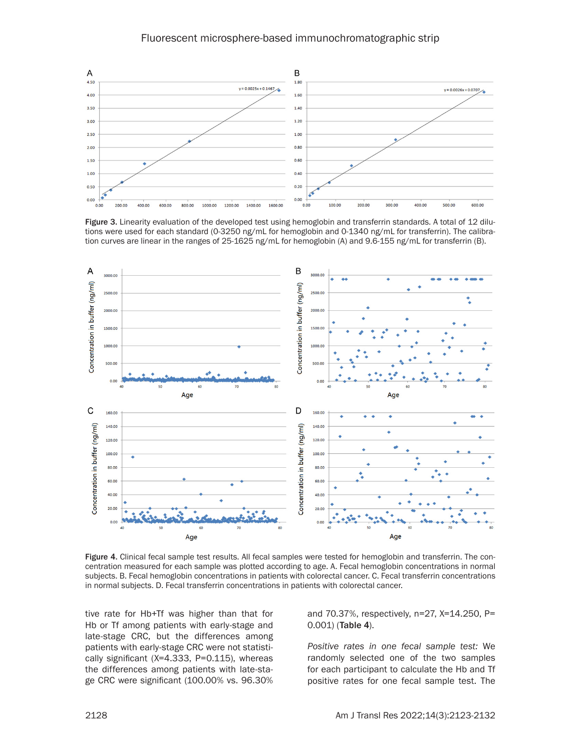Figure 3. Linearity evaluation of the developed test using hemoglobin and transferrin standards. A total of 12 dilutions were used for each standard (0-3250 ng/mL for hemoglobin and 0-1340 ng/mL for transferrin). The calibration curves are linear in the ranges of 25-1625 ng/mL for hemoglobin (A) and 9.6-155 ng/mL for transferrin (B).

Figure 4. Clinical fecal sample test results. All fecal samples were tested for hemoglobin and transferrin. The concentration measured for each sample was plotted according to age. A. Fecal hemoglobin concentrations in normal subjects. B. Fecal hemoglobin concentrations in patients with colorectal cancer. C. Fecal transferrin concentrations in normal subjects. D. Fecal transferrin concentrations in patients with colorectal cancer.

tive rate for Hb+Tf was higher than that for Hb or Tf among patients with early-stage and late-stage CRC, but the differences among patients with early-stage CRC were not statistically significant (X=4.333, P=0.115), whereas the differences among patients with late-stage CRC were significant (100.00% vs. 96.30% and 70.37%, respectively, n=27, X=14.250, P=0.001) (**Table 4**).

*Positive rates in one fecal sample test:* We randomly selected one of the two samples for each participant to calculate the Hb and Tf positive rates for one fecal sample test. The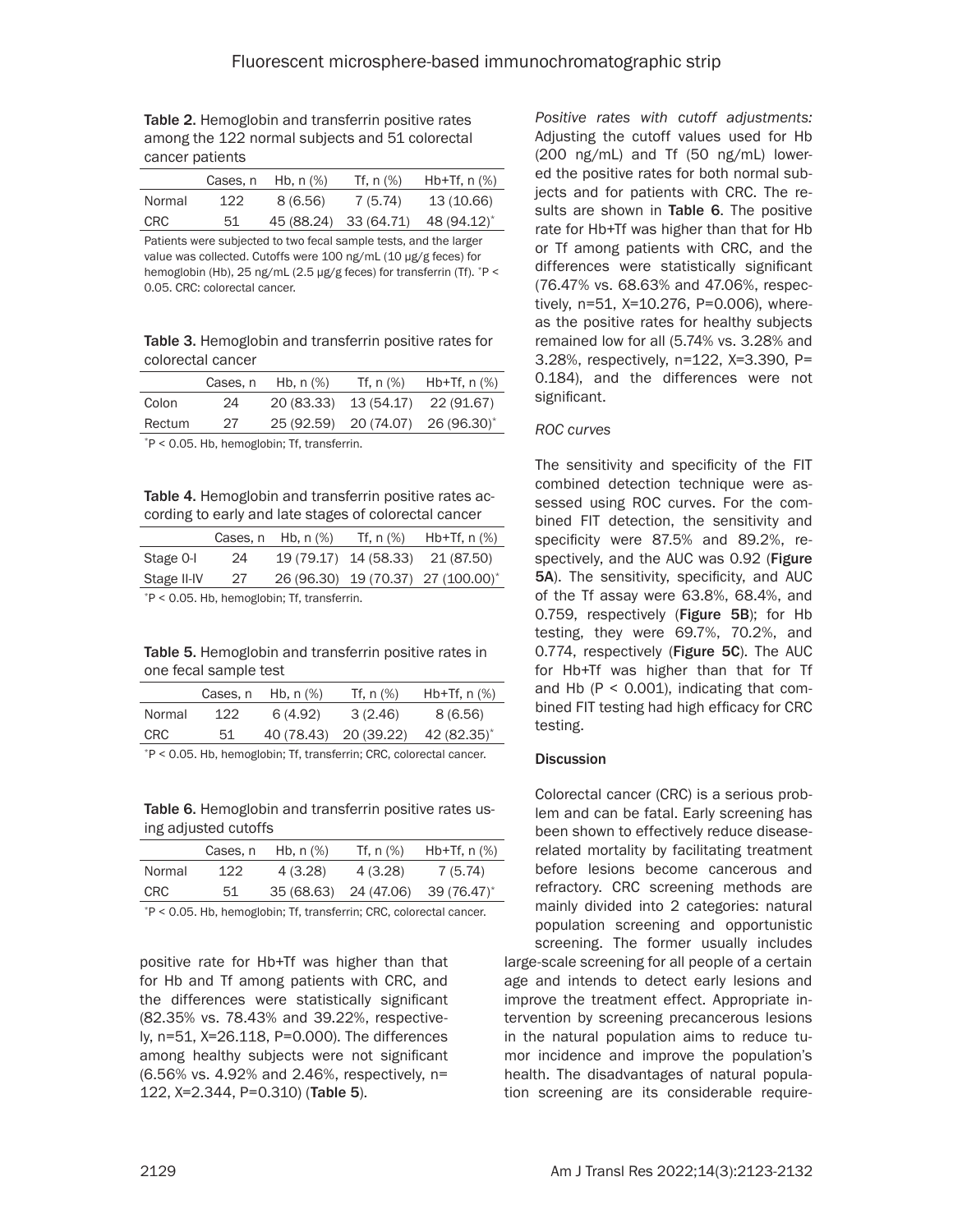Table 2. Hemoglobin and transferrin positive rates among the 122 normal subjects and 51 colorectal cancer patients

| | Cases, n | Hb, n (%) | Tf, n (%) | Hb+Tf, n (%) |
|---|---|---|---|---|
| Normal | 122 | 8 (6.56) | 7 (5.74) | 13 (10.66) |
| CRC | 51 | 45 (88.24) | 33 (64.71) | 48 (94.12)* |

Patients were subjected to two fecal sample tests, and the larger value was collected. Cutoffs were 100 ng/mL (10 μg/g feces) for hemoglobin (Hb), 25 ng/mL (2.5 μg/g feces) for transferrin (Tf). *P < 0.05. CRC: colorectal cancer.

Table 3. Hemoglobin and transferrin positive rates for colorectal cancer

| | Cases, n | Hb, n (%) | Tf, n (%) | Hb+Tf, n (%) |
|---|---|---|---|---|
| Colon | 24 | 20 (83.33) | 13 (54.17) | 22 (91.67) |
| Rectum | 27 | 25 (92.59) | 20 (74.07) | 26 (96.30)* |

*P < 0.05. Hb, hemoglobin; Tf, transferrin.

Table 4. Hemoglobin and transferrin positive rates according to early and late stages of colorectal cancer

| | Cases, n | Hb, n (%) | Tf, n (%) | Hb+Tf, n (%) |
|---|---|---|---|---|
| Stage 0-I | 24 | 19 (79.17) | 14 (58.33) | 21 (87.50) |
| Stage II-IV | 27 | 26 (96.30) | 19 (70.37) | 27 (100.00)* |

*P < 0.05. Hb, hemoglobin; Tf, transferrin.

Table 5. Hemoglobin and transferrin positive rates in one fecal sample test

| | Cases, n | Hb, n (%) | Tf, n (%) | Hb+Tf, n (%) |
|---|---|---|---|---|
| Normal | 122 | 6 (4.92) | 3 (2.46) | 8 (6.56) |
| CRC | 51 | 40 (78.43) | 20 (39.22) | 42 (82.35)* |

*P < 0.05. Hb, hemoglobin; Tf, transferrin; CRC, colorectal cancer.

Table 6. Hemoglobin and transferrin positive rates using adjusted cutoffs

| | Cases, n | Hb, n (%) | Tf, n (%) | Hb+Tf, n (%) |
|---|---|---|---|---|
| Normal | 122 | 4 (3.28) | 4 (3.28) | 7 (5.74) |
| CRC | 51 | 35 (68.63) | 24 (47.06) | 39 (76.47)* |

*P < 0.05. Hb, hemoglobin; Tf, transferrin; CRC, colorectal cancer.

positive rate for Hb+Tf was higher than that for Hb and Tf among patients with CRC, and the differences were statistically significant (82.35% vs. 78.43% and 39.22%, respectively, n=51, X=26.118, P=0.000). The differences among healthy subjects were not significant (6.56% vs. 4.92% and 2.46%, respectively, n=122, X=2.344, P=0.310) (Table 5).

*Positive rates with cutoff adjustments:* Adjusting the cutoff values used for Hb (200 ng/mL) and Tf (50 ng/mL) lowered the positive rates for both normal subjects and for patients with CRC. The results are shown in Table 6. The positive rate for Hb+Tf was higher than that for Hb or Tf among patients with CRC, and the differences were statistically significant (76.47% vs. 68.63% and 47.06%, respectively, n=51, X=10.276, P=0.006), whereas the positive rates for healthy subjects remained low for all (5.74% vs. 3.28% and 3.28%, respectively, n=122, X=3.390, P=0.184), and the differences were not significant.

*ROC curves*

The sensitivity and specificity of the FIT combined detection technique were assessed using ROC curves. For the combined FIT detection, the sensitivity and specificity were 87.5% and 89.2%, respectively, and the AUC was 0.92 (Figure 5A). The sensitivity, specificity, and AUC of the Tf assay were 63.8%, 68.4%, and 0.759, respectively (Figure 5B); for Hb testing, they were 69.7%, 70.2%, and 0.774, respectively (Figure 5C). The AUC for Hb+Tf was higher than that for Tf and Hb (P < 0.001), indicating that combined FIT testing had high efficacy for CRC testing.

## Discussion

Colorectal cancer (CRC) is a serious problem and can be fatal. Early screening has been shown to effectively reduce disease-related mortality by facilitating treatment before lesions become cancerous and refractory. CRC screening methods are mainly divided into 2 categories: natural population screening and opportunistic screening. The former usually includes large-scale screening for all people of a certain age and intends to detect early lesions and improve the treatment effect. Appropriate intervention by screening precancerous lesions in the natural population aims to reduce tumor incidence and improve the population's health. The disadvantages of natural population screening are its considerable require-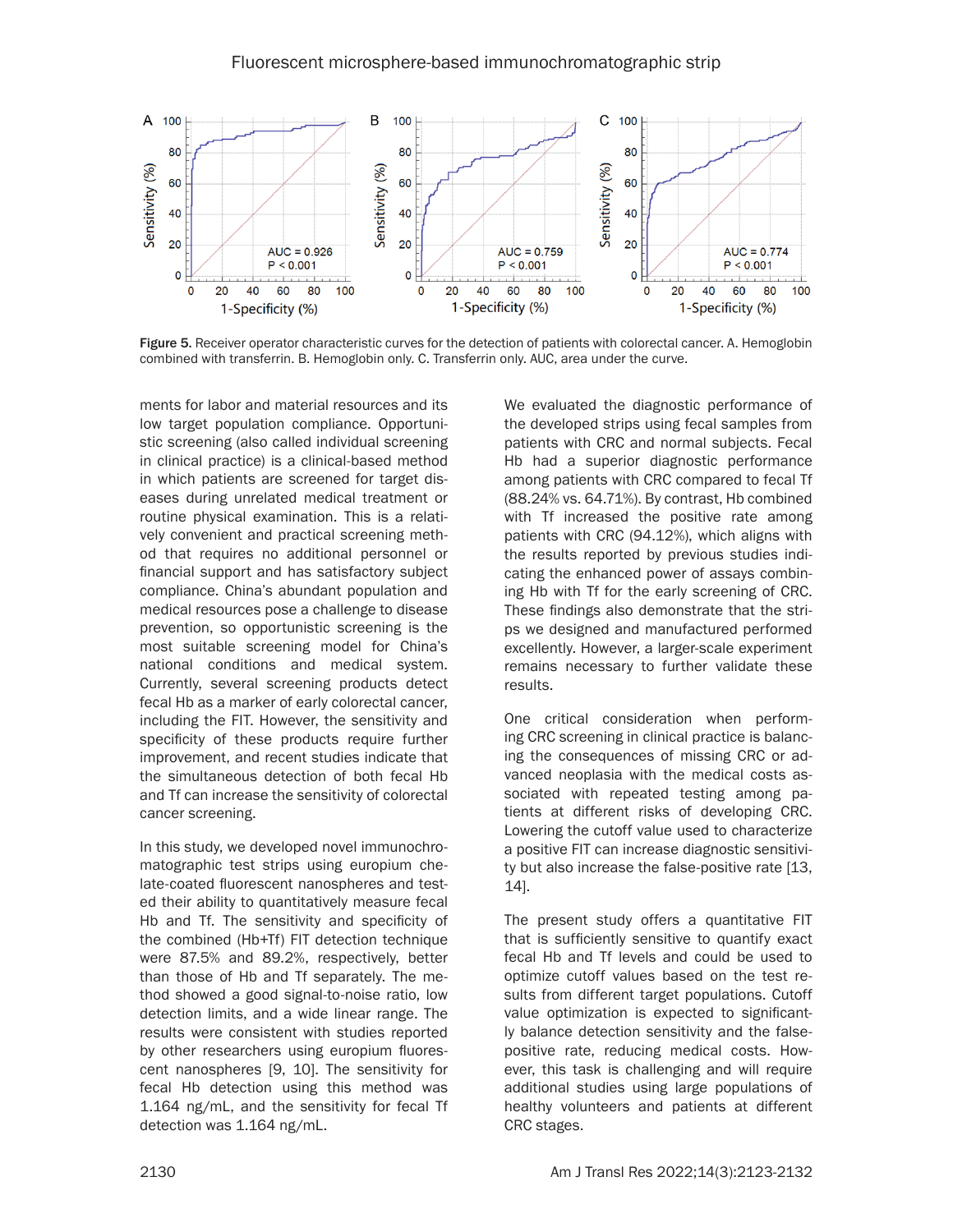Figure 5. Receiver operator characteristic curves for the detection of patients with colorectal cancer. A. Hemoglobin combined with transferrin. B. Hemoglobin only. C. Transferrin only. AUC, area under the curve.

ments for labor and material resources and its low target population compliance. Opportunistic screening (also called individual screening in clinical practice) is a clinical-based method in which patients are screened for target diseases during unrelated medical treatment or routine physical examination. This is a relatively convenient and practical screening method that requires no additional personnel or financial support and has satisfactory subject compliance. China's abundant population and medical resources pose a challenge to disease prevention, so opportunistic screening is the most suitable screening model for China's national conditions and medical system. Currently, several screening products detect fecal Hb as a marker of early colorectal cancer, including the FIT. However, the sensitivity and specificity of these products require further improvement, and recent studies indicate that the simultaneous detection of both fecal Hb and Tf can increase the sensitivity of colorectal cancer screening.

In this study, we developed novel immunochromatographic test strips using europium chelate-coated fluorescent nanospheres and tested their ability to quantitatively measure fecal Hb and Tf. The sensitivity and specificity of the combined (Hb+Tf) FIT detection technique were 87.5% and 89.2%, respectively, better than those of Hb and Tf separately. The method showed a good signal-to-noise ratio, low detection limits, and a wide linear range. The results were consistent with studies reported by other researchers using europium fluorescent nanospheres [9, 10]. The sensitivity for fecal Hb detection using this method was 1.164 ng/mL, and the sensitivity for fecal Tf detection was 1.164 ng/mL.

We evaluated the diagnostic performance of the developed strips using fecal samples from patients with CRC and normal subjects. Fecal Hb had a superior diagnostic performance among patients with CRC compared to fecal Tf (88.24% vs. 64.71%). By contrast, Hb combined with Tf increased the positive rate among patients with CRC (94.12%), which aligns with the results reported by previous studies indicating the enhanced power of assays combining Hb with Tf for the early screening of CRC. These findings also demonstrate that the strips we designed and manufactured performed excellently. However, a larger-scale experiment remains necessary to further validate these results.

One critical consideration when performing CRC screening in clinical practice is balancing the consequences of missing CRC or advanced neoplasia with the medical costs associated with repeated testing among patients at different risks of developing CRC. Lowering the cutoff value used to characterize a positive FIT can increase diagnostic sensitivity but also increase the false-positive rate [13, 14].

The present study offers a quantitative FIT that is sufficiently sensitive to quantify exact fecal Hb and Tf levels and could be used to optimize cutoff values based on the test results from different target populations. Cutoff value optimization is expected to significantly balance detection sensitivity and the false-positive rate, reducing medical costs. However, this task is challenging and will require additional studies using large populations of healthy volunteers and patients at different CRC stages.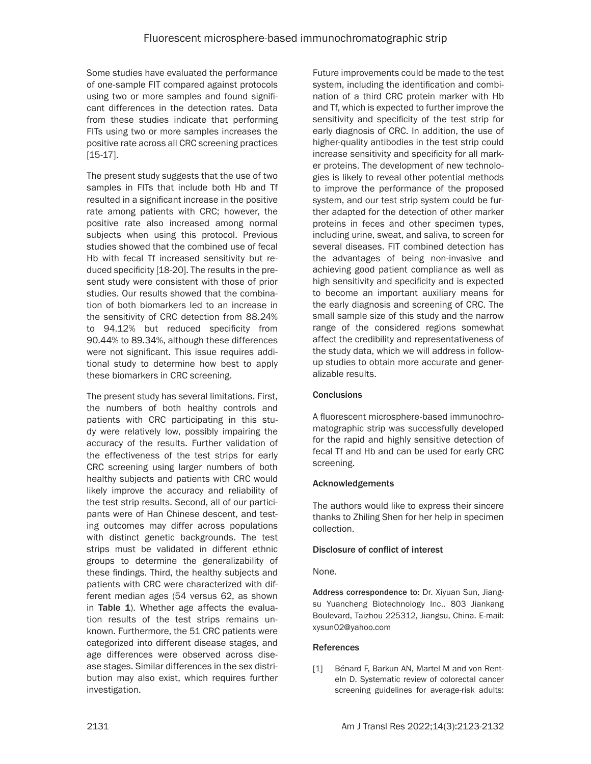Some studies have evaluated the performance of one-sample FIT compared against protocols using two or more samples and found significant differences in the detection rates. Data from these studies indicate that performing FITs using two or more samples increases the positive rate across all CRC screening practices [15-17].

The present study suggests that the use of two samples in FITs that include both Hb and Tf resulted in a significant increase in the positive rate among patients with CRC; however, the positive rate also increased among normal subjects when using this protocol. Previous studies showed that the combined use of fecal Hb with fecal Tf increased sensitivity but reduced specificity [18-20]. The results in the present study were consistent with those of prior studies. Our results showed that the combination of both biomarkers led to an increase in the sensitivity of CRC detection from 88.24% to 94.12% but reduced specificity from 90.44% to 89.34%, although these differences were not significant. This issue requires additional study to determine how best to apply these biomarkers in CRC screening.

The present study has several limitations. First, the numbers of both healthy controls and patients with CRC participating in this study were relatively low, possibly impairing the accuracy of the results. Further validation of the effectiveness of the test strips for early CRC screening using larger numbers of both healthy subjects and patients with CRC would likely improve the accuracy and reliability of the test strip results. Second, all of our participants were of Han Chinese descent, and testing outcomes may differ across populations with distinct genetic backgrounds. The test strips must be validated in different ethnic groups to determine the generalizability of these findings. Third, the healthy subjects and patients with CRC were characterized with different median ages (54 versus 62, as shown in **Table 1**). Whether age affects the evaluation results of the test strips remains unknown. Furthermore, the 51 CRC patients were categorized into different disease stages, and age differences were observed across disease stages. Similar differences in the sex distribution may also exist, which requires further investigation.

Future improvements could be made to the test system, including the identification and combination of a third CRC protein marker with Hb and Tf, which is expected to further improve the sensitivity and specificity of the test strip for early diagnosis of CRC. In addition, the use of higher-quality antibodies in the test strip could increase sensitivity and specificity for all marker proteins. The development of new technologies is likely to reveal other potential methods to improve the performance of the proposed system, and our test strip system could be further adapted for the detection of other marker proteins in feces and other specimen types, including urine, sweat, and saliva, to screen for several diseases. FIT combined detection has the advantages of being non-invasive and achieving good patient compliance as well as high sensitivity and specificity and is expected to become an important auxiliary means for the early diagnosis and screening of CRC. The small sample size of this study and the narrow range of the considered regions somewhat affect the credibility and representativeness of the study data, which we will address in follow-up studies to obtain more accurate and generalizable results.

## Conclusions

A fluorescent microsphere-based immunochromatographic strip was successfully developed for the rapid and highly sensitive detection of fecal Tf and Hb and can be used for early CRC screening.

## Acknowledgements

The authors would like to express their sincere thanks to Zhiling Shen for her help in specimen collection.

## Disclosure of conflict of interest

None.

**Address correspondence to:** Dr. Xiyuan Sun, Jiangsu Yuancheng Biotechnology Inc., 803 Jiankang Boulevard, Taizhou 225312, Jiangsu, China. E-mail: xysun02@yahoo.com

## References

[1] Bénard F, Barkun AN, Martel M and von Renteln D. Systematic review of colorectal cancer screening guidelines for average-risk adults: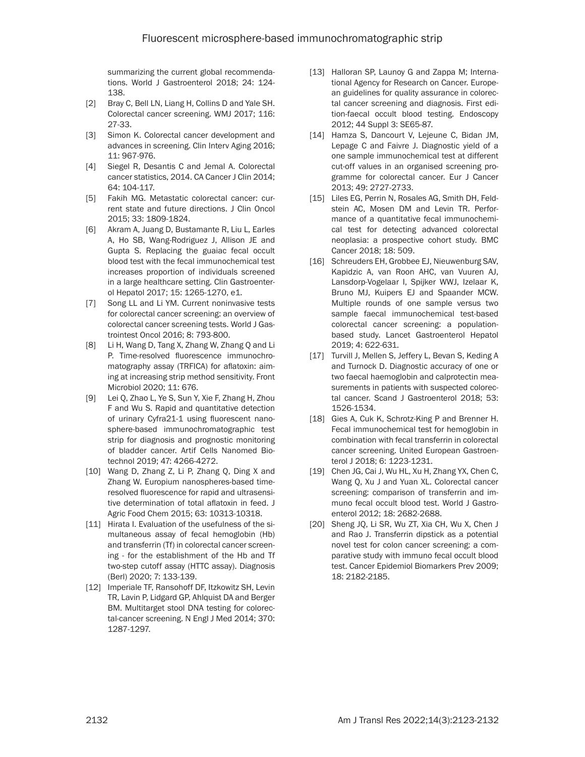summarizing the current global recommendations. World J Gastroenterol 2018; 24: 124-138.

[2] Bray C, Bell LN, Liang H, Collins D and Yale SH. Colorectal cancer screening. WMJ 2017; 116: 27-33.

[3] Simon K. Colorectal cancer development and advances in screening. Clin Interv Aging 2016; 11: 967-976.

[4] Siegel R, Desantis C and Jemal A. Colorectal cancer statistics, 2014. CA Cancer J Clin 2014; 64: 104-117.

[5] Fakih MG. Metastatic colorectal cancer: current state and future directions. J Clin Oncol 2015; 33: 1809-1824.

[6] Akram A, Juang D, Bustamante R, Liu L, Earles A, Ho SB, Wang-Rodriguez J, Allison JE and Gupta S. Replacing the guaiac fecal occult blood test with the fecal immunochemical test increases proportion of individuals screened in a large healthcare setting. Clin Gastroenterol Hepatol 2017; 15: 1265-1270, e1.

[7] Song LL and Li YM. Current noninvasive tests for colorectal cancer screening: an overview of colorectal cancer screening tests. World J Gastrointest Oncol 2016; 8: 793-800.

[8] Li H, Wang D, Tang X, Zhang W, Zhang Q and Li P. Time-resolved fluorescence immunochromatography assay (TRFICA) for aflatoxin: aiming at increasing strip method sensitivity. Front Microbiol 2020; 11: 676.

[9] Lei Q, Zhao L, Ye S, Sun Y, Xie F, Zhang H, Zhou F and Wu S. Rapid and quantitative detection of urinary Cyfra21-1 using fluorescent nanosphere-based immunochromatographic test strip for diagnosis and prognostic monitoring of bladder cancer. Artif Cells Nanomed Biotechnol 2019; 47: 4266-4272.

[10] Wang D, Zhang Z, Li P, Zhang Q, Ding X and Zhang W. Europium nanospheres-based time-resolved fluorescence for rapid and ultrasensitive determination of total aflatoxin in feed. J Agric Food Chem 2015; 63: 10313-10318.

[11] Hirata I. Evaluation of the usefulness of the simultaneous assay of fecal hemoglobin (Hb) and transferrin (Tf) in colorectal cancer screening - for the establishment of the Hb and Tf two-step cutoff assay (HTTC assay). Diagnosis (Berl) 2020; 7: 133-139.

[12] Imperiale TF, Ransohoff DF, Itzkowitz SH, Levin TR, Lavin P, Lidgard GP, Ahlquist DA and Berger BM. Multitarget stool DNA testing for colorectal-cancer screening. N Engl J Med 2014; 370: 1287-1297.

[13] Halloran SP, Launoy G and Zappa M; International Agency for Research on Cancer. European guidelines for quality assurance in colorectal cancer screening and diagnosis. First edition-faecal occult blood testing. Endoscopy 2012; 44 Suppl 3: SE65-87.

[14] Hamza S, Dancourt V, Lejeune C, Bidan JM, Lepage C and Faivre J. Diagnostic yield of a one sample immunochemical test at different cut-off values in an organised screening programme for colorectal cancer. Eur J Cancer 2013; 49: 2727-2733.

[15] Liles EG, Perrin N, Rosales AG, Smith DH, Feldstein AC, Mosen DM and Levin TR. Performance of a quantitative fecal immunochemical test for detecting advanced colorectal neoplasia: a prospective cohort study. BMC Cancer 2018; 18: 509.

[16] Schreuders EH, Grobbee EJ, Nieuwenburg SAV, Kapidzic A, van Roon AHC, van Vuuren AJ, Lansdorp-Vogelaar I, Spijker WWJ, Izelaar K, Bruno MJ, Kuipers EJ and Spaander MCW. Multiple rounds of one sample versus two sample faecal immunochemical test-based colorectal cancer screening: a population-based study. Lancet Gastroenterol Hepatol 2019; 4: 622-631.

[17] Turvill J, Mellen S, Jeffery L, Bevan S, Keding A and Turnock D. Diagnostic accuracy of one or two faecal haemoglobin and calprotectin measurements in patients with suspected colorectal cancer. Scand J Gastroenterol 2018; 53: 1526-1534.

[18] Gies A, Cuk K, Schrotz-King P and Brenner H. Fecal immunochemical test for hemoglobin in combination with fecal transferrin in colorectal cancer screening. United European Gastroenterol J 2018; 6: 1223-1231.

[19] Chen JG, Cai J, Wu HL, Xu H, Zhang YX, Chen C, Wang Q, Xu J and Yuan XL. Colorectal cancer screening: comparison of transferrin and immuno fecal occult blood test. World J Gastroenterol 2012; 18: 2682-2688.

[20] Sheng JQ, Li SR, Wu ZT, Xia CH, Wu X, Chen J and Rao J. Transferrin dipstick as a potential novel test for colon cancer screening: a comparative study with immuno fecal occult blood test. Cancer Epidemiol Biomarkers Prev 2009; 18: 2182-2185.